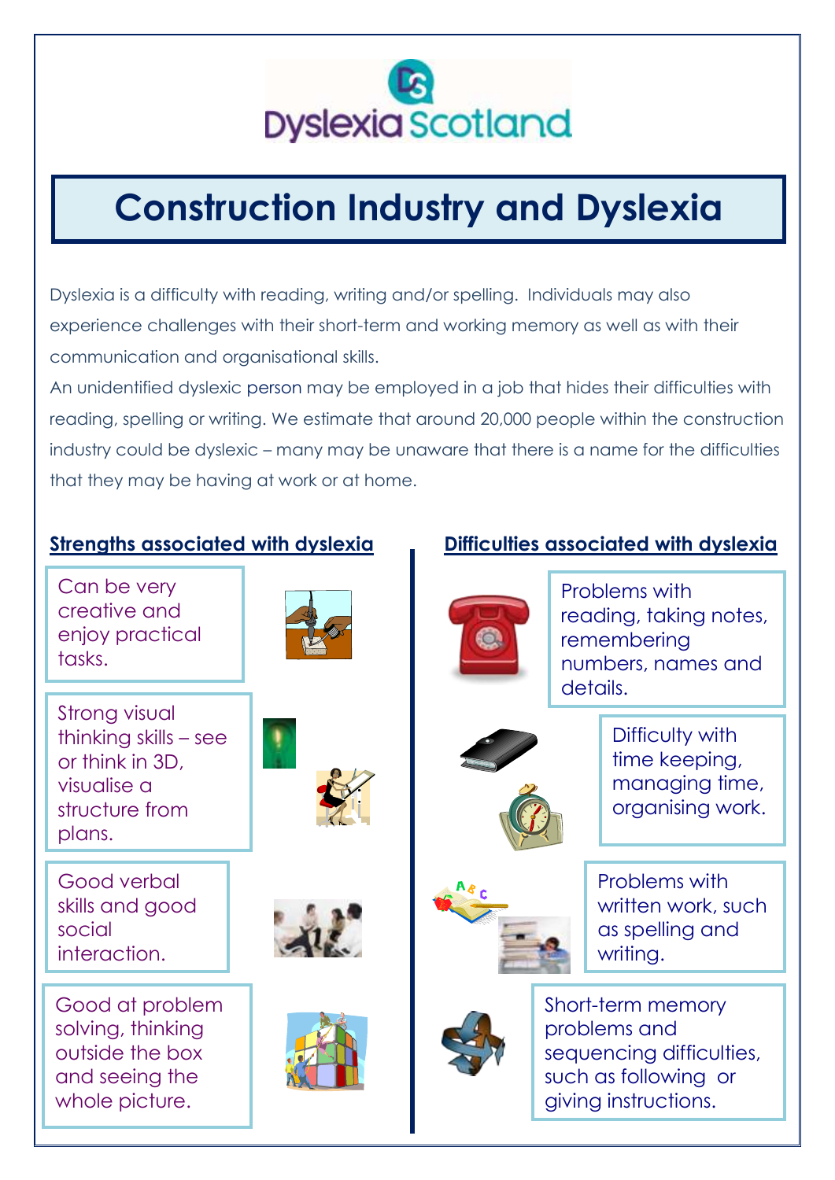Dyslexia Scotland

# Construction Industry and Dyslexia

Dyslexia is a difficulty with reading, writing and/or spelling. Individuals may also experience challenges with their short-term and working memory as well as with their communication and organisational skills.

An unidentified dyslexic person may be employed in a job that hides their difficulties with reading, spelling or writing. We estimate that around 20,000 people within the construction industry could be dyslexic – many may be unaware that there is a name for the difficulties that they may be having at work or at home.

## Strengths associated with dyslexia

- Can be very creative and enjoy practical tasks.
- Strong visual thinking skills – see or think in 3D, visualise a structure from plans.
- Good verbal skills and good social interaction.
- Good at problem solving, thinking outside the box and seeing the whole picture.

## Difficulties associated with dyslexia

- Problems with reading, taking notes, remembering numbers, names and details.
- Difficulty with time keeping, managing time, organising work.
- Problems with written work, such as spelling and writing.
- Short-term memory problems and sequencing difficulties, such as following or giving instructions.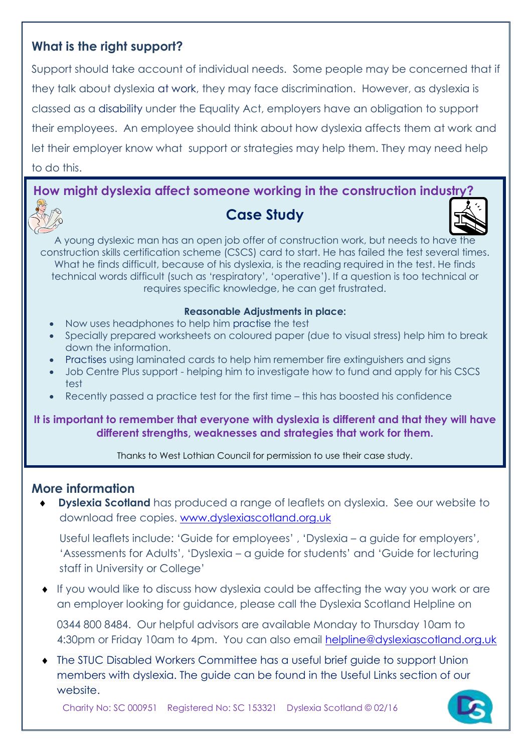## What is the right support?

Support should take account of individual needs. Some people may be concerned that if they talk about dyslexia at work, they may face discrimination. However, as dyslexia is classed as a disability under the Equality Act, employers have an obligation to support their employees. An employee should think about how dyslexia affects them at work and let their employer know what support or strategies may help them. They may need help to do this.

### How might dyslexia affect someone working in the construction industry?

### Case Study

A young dyslexic man has an open job offer of construction work, but needs to have the construction skills certification scheme (CSCS) card to start. He has failed the test several times. What he finds difficult, because of his dyslexia, is the reading required in the test. He finds technical words difficult (such as 'respiratory', 'operative'). If a question is too technical or requires specific knowledge, he can get frustrated.

**Reasonable Adjustments in place:**

- Now uses headphones to help him practise the test
- Specially prepared worksheets on coloured paper (due to visual stress) help him to break down the information.
- Practises using laminated cards to help him remember fire extinguishers and signs
- Job Centre Plus support - helping him to investigate how to fund and apply for his CSCS test
- Recently passed a practice test for the first time – this has boosted his confidence

**It is important to remember that everyone with dyslexia is different and that they will have different strengths, weaknesses and strategies that work for them.**

Thanks to West Lothian Council for permission to use their case study.

## More information

- **Dyslexia Scotland** has produced a range of leaflets on dyslexia. See our website to download free copies. www.dyslexiascotland.org.uk

  Useful leaflets include: 'Guide for employees' , 'Dyslexia – a guide for employers', 'Assessments for Adults', 'Dyslexia – a guide for students' and 'Guide for lecturing staff in University or College'

- If you would like to discuss how dyslexia could be affecting the way you work or are an employer looking for guidance, please call the Dyslexia Scotland Helpline on

  0344 800 8484. Our helpful advisors are available Monday to Thursday 10am to 4:30pm or Friday 10am to 4pm. You can also email helpline@dyslexiascotland.org.uk

- The STUC Disabled Workers Committee has a useful brief guide to support Union members with dyslexia. The guide can be found in the Useful Links section of our website.

Charity No: SC 000951 Registered No: SC 153321 Dyslexia Scotland © 02/16